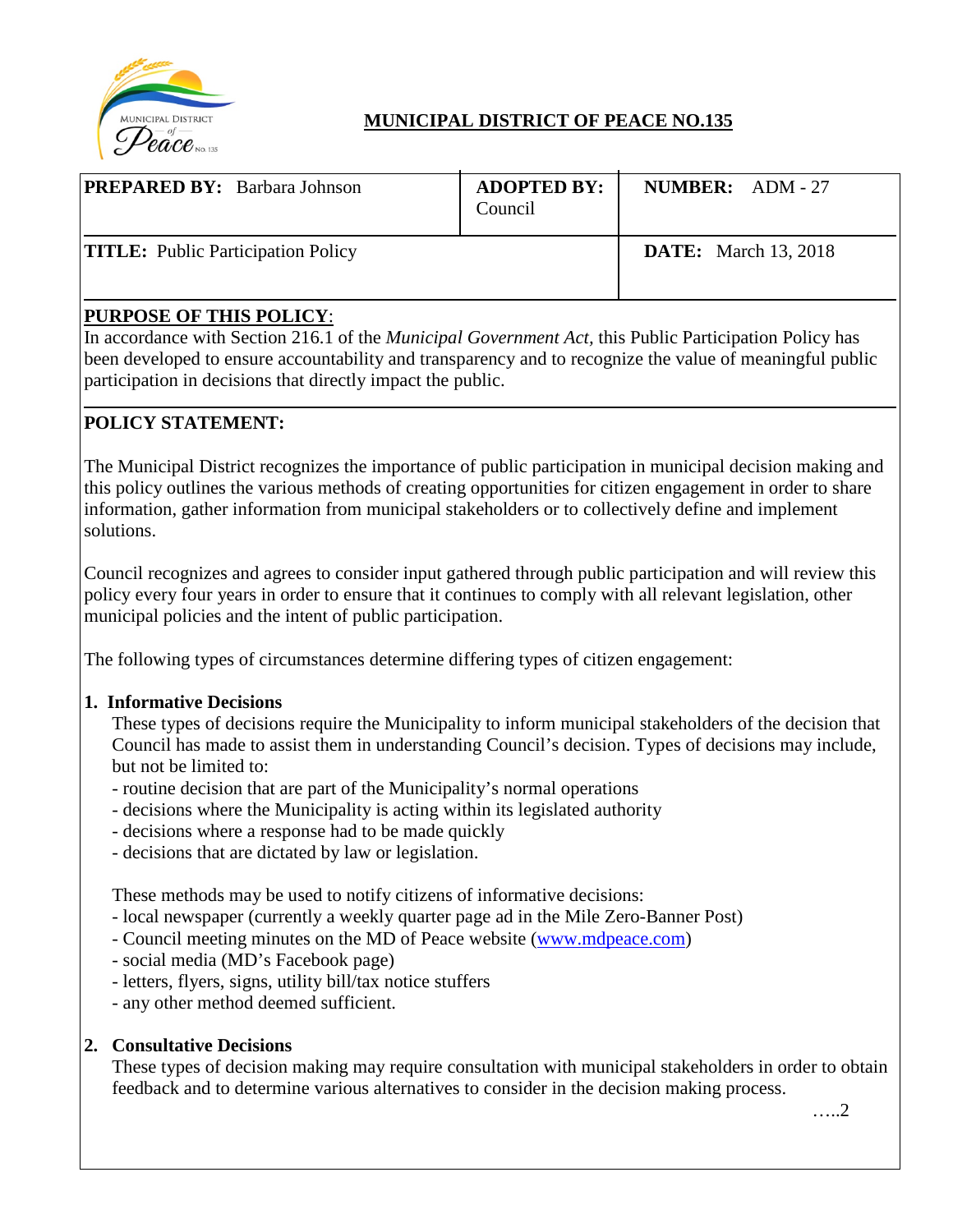# MUNICIPAL DISTRICT OF PEACE NO.135

| **PREPARED BY:** Barbara Johnson | **ADOPTED BY:** Council | **NUMBER:** ADM - 27 |
|---|---|---|
| **TITLE:** Public Participation Policy | | **DATE:** March 13, 2018 |

## PURPOSE OF THIS POLICY:

In accordance with Section 216.1 of the *Municipal Government Act,* this Public Participation Policy has been developed to ensure accountability and transparency and to recognize the value of meaningful public participation in decisions that directly impact the public.

## POLICY STATEMENT:

The Municipal District recognizes the importance of public participation in municipal decision making and this policy outlines the various methods of creating opportunities for citizen engagement in order to share information, gather information from municipal stakeholders or to collectively define and implement solutions.

Council recognizes and agrees to consider input gathered through public participation and will review this policy every four years in order to ensure that it continues to comply with all relevant legislation, other municipal policies and the intent of public participation.

The following types of circumstances determine differing types of citizen engagement:

### 1. Informative Decisions

These types of decisions require the Municipality to inform municipal stakeholders of the decision that Council has made to assist them in understanding Council's decision. Types of decisions may include, but not be limited to:

- routine decision that are part of the Municipality's normal operations
- decisions where the Municipality is acting within its legislated authority
- decisions where a response had to be made quickly
- decisions that are dictated by law or legislation.

These methods may be used to notify citizens of informative decisions:

- local newspaper (currently a weekly quarter page ad in the Mile Zero-Banner Post)
- Council meeting minutes on the MD of Peace website (www.mdpeace.com)
- social media (MD's Facebook page)
- letters, flyers, signs, utility bill/tax notice stuffers
- any other method deemed sufficient.

### 2. Consultative Decisions

These types of decision making may require consultation with municipal stakeholders in order to obtain feedback and to determine various alternatives to consider in the decision making process.

…..2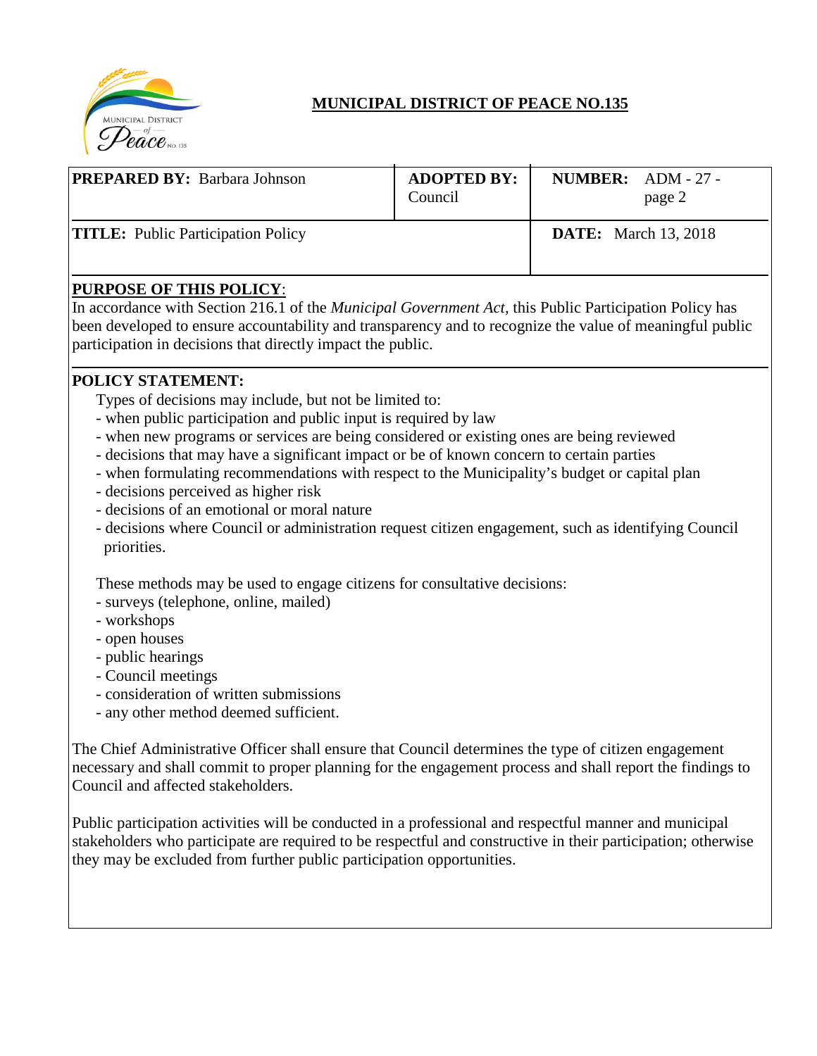**MUNICIPAL DISTRICT OF PEACE NO.135**

| | | |
|---|---|---|
| **PREPARED BY:** Barbara Johnson | **ADOPTED BY:** Council | **NUMBER:** ADM - 27 - page 2 |
| **TITLE:** Public Participation Policy | | **DATE:** March 13, 2018 |

## PURPOSE OF THIS POLICY:

In accordance with Section 216.1 of the *Municipal Government Act,* this Public Participation Policy has been developed to ensure accountability and transparency and to recognize the value of meaningful public participation in decisions that directly impact the public.

## POLICY STATEMENT:

Types of decisions may include, but not be limited to:

- when public participation and public input is required by law
- when new programs or services are being considered or existing ones are being reviewed
- decisions that may have a significant impact or be of known concern to certain parties
- when formulating recommendations with respect to the Municipality's budget or capital plan
- decisions perceived as higher risk
- decisions of an emotional or moral nature
- decisions where Council or administration request citizen engagement, such as identifying Council priorities.

These methods may be used to engage citizens for consultative decisions:

- surveys (telephone, online, mailed)
- workshops
- open houses
- public hearings
- Council meetings
- consideration of written submissions
- any other method deemed sufficient.

The Chief Administrative Officer shall ensure that Council determines the type of citizen engagement necessary and shall commit to proper planning for the engagement process and shall report the findings to Council and affected stakeholders.

Public participation activities will be conducted in a professional and respectful manner and municipal stakeholders who participate are required to be respectful and constructive in their participation; otherwise they may be excluded from further public participation opportunities.